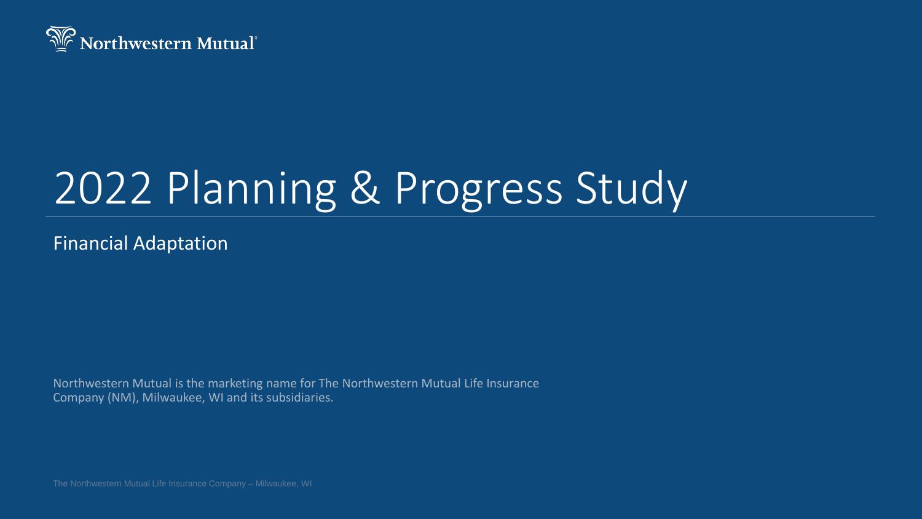Northwestern Mutual

# 2022 Planning & Progress Study

## Financial Adaptation

Northwestern Mutual is the marketing name for The Northwestern Mutual Life Insurance Company (NM), Milwaukee, WI and its subsidiaries.

The Northwestern Mutual Life Insurance Company – Milwaukee, WI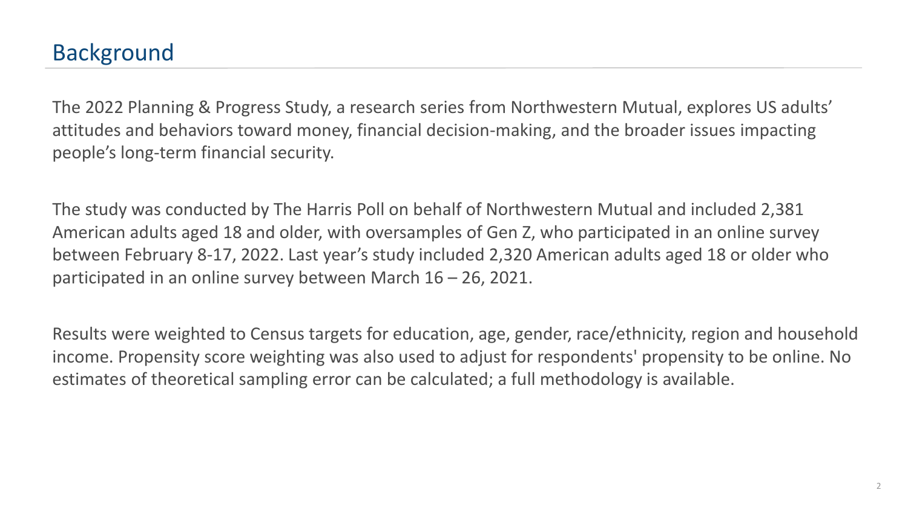## Background

The 2022 Planning & Progress Study, a research series from Northwestern Mutual, explores US adults' attitudes and behaviors toward money, financial decision-making, and the broader issues impacting people's long-term financial security.

The study was conducted by The Harris Poll on behalf of Northwestern Mutual and included 2,381 American adults aged 18 and older, with oversamples of Gen Z, who participated in an online survey between February 8-17, 2022. Last year's study included 2,320 American adults aged 18 or older who participated in an online survey between March 16 – 26, 2021.

Results were weighted to Census targets for education, age, gender, race/ethnicity, region and household income. Propensity score weighting was also used to adjust for respondents' propensity to be online. No estimates of theoretical sampling error can be calculated; a full methodology is available.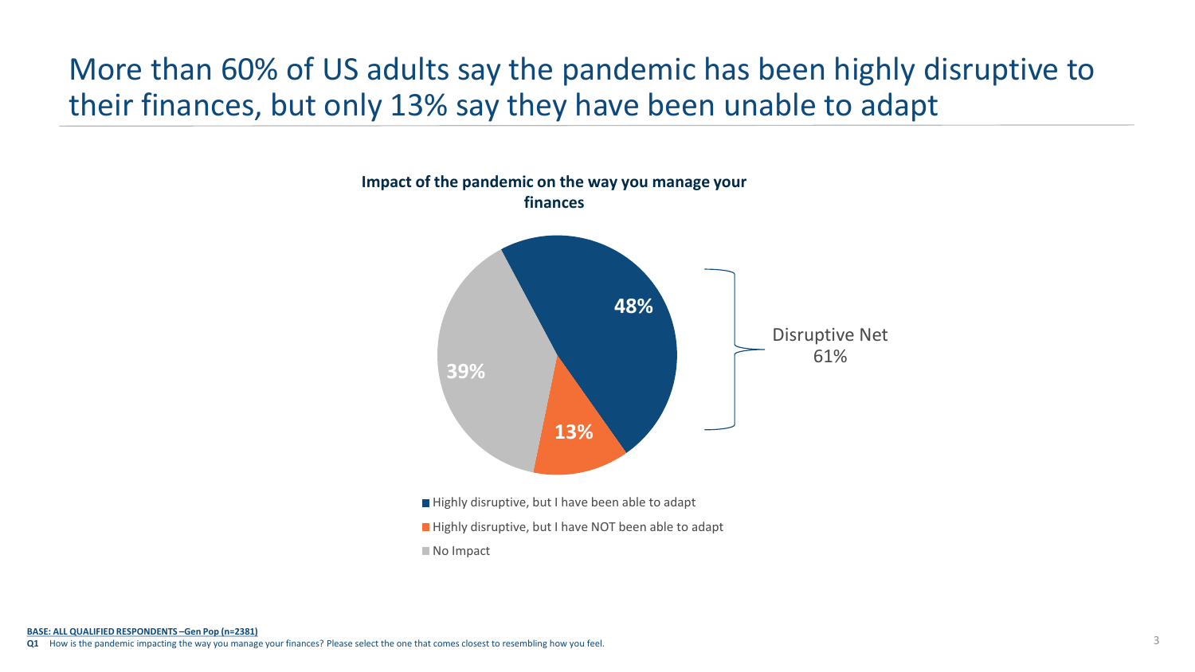# More than 60% of US adults say the pandemic has been highly disruptive to their finances, but only 13% say they have been unable to adapt

**Impact of the pandemic on the way you manage your finances**

| Response | % |
|---|---|
| Highly disruptive, but I have been able to adapt | 48% |
| Highly disruptive, but I have NOT been able to adapt | 13% |
| No Impact | 39% |

Disruptive Net 61%

**BASE: ALL QUALIFIED RESPONDENTS –Gen Pop (n=2381)**

**Q1** How is the pandemic impacting the way you manage your finances? Please select the one that comes closest to resembling how you feel.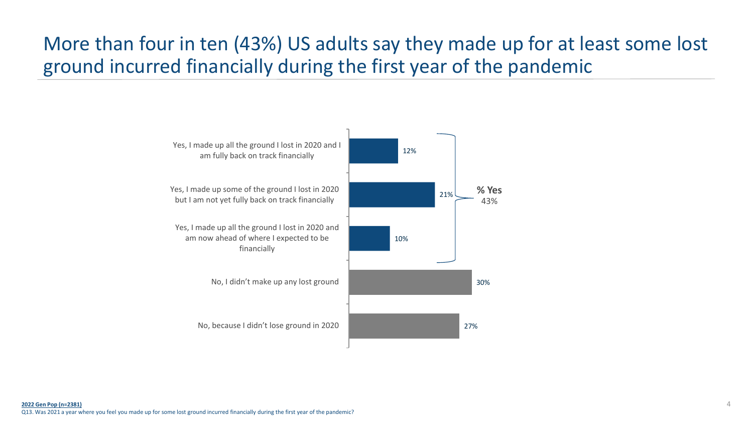# More than four in ten (43%) US adults say they made up for at least some lost ground incurred financially during the first year of the pandemic

| Response | % |
|---|---|
| Yes, I made up all the ground I lost in 2020 and I am fully back on track financially | 12% |
| Yes, I made up some of the ground I lost in 2020 but I am not yet fully back on track financially | 21% |
| Yes, I made up all the ground I lost in 2020 and am now ahead of where I expected to be financially | 10% |
| No, I didn't make up any lost ground | 30% |
| No, because I didn't lose ground in 2020 | 27% |

**% Yes**
43%

**2022 Gen Pop (n=2381)**

Q13. Was 2021 a year where you feel you made up for some lost ground incurred financially during the first year of the pandemic?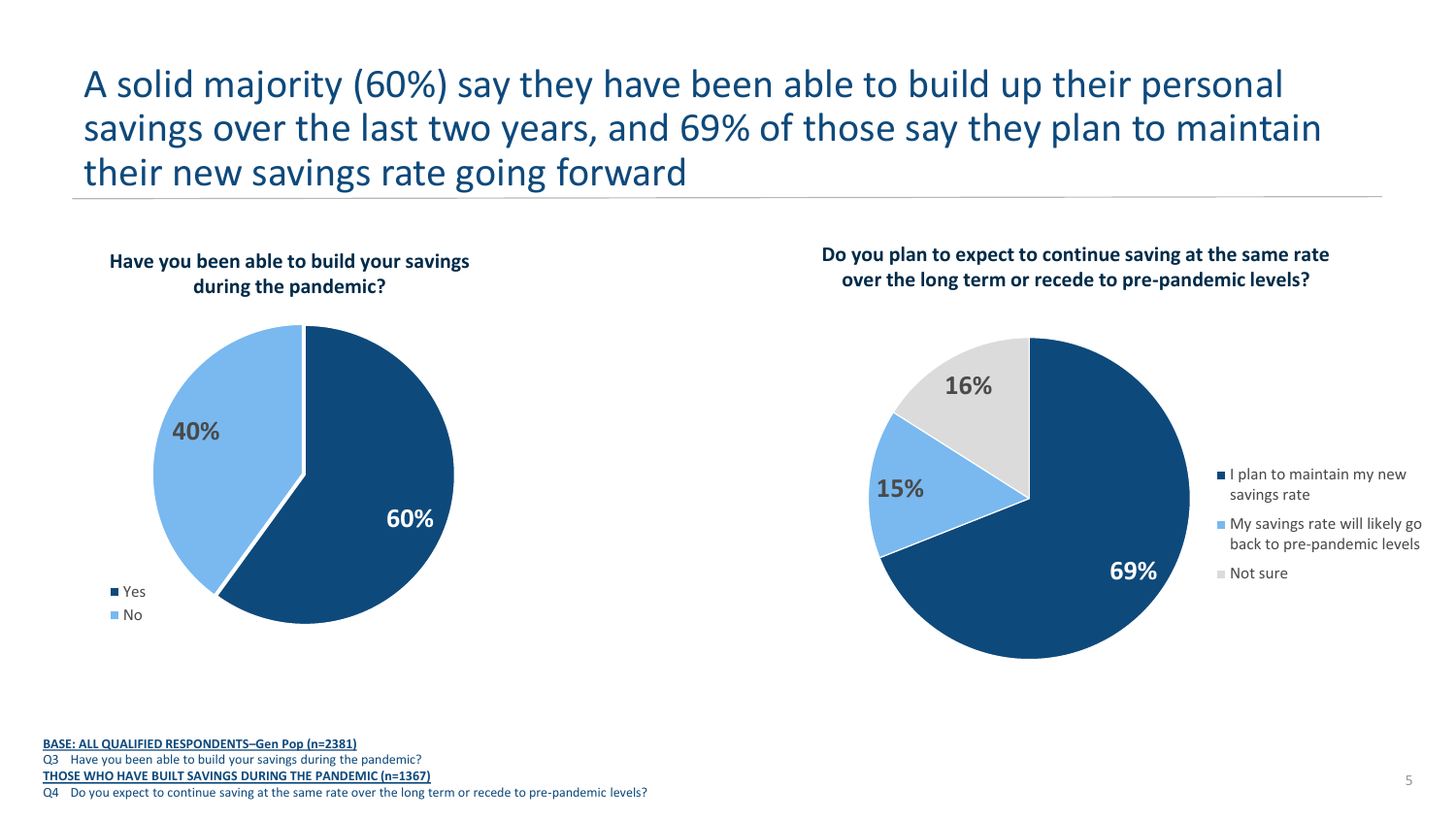# A solid majority (60%) say they have been able to build up their personal savings over the last two years, and 69% of those say they plan to maintain their new savings rate going forward

**Have you been able to build your savings during the pandemic?**

| Response | % |
|---|---|
| Yes | 60% |
| No | 40% |

**Do you plan to expect to continue saving at the same rate over the long term or recede to pre-pandemic levels?**

| Response | % |
|---|---|
| I plan to maintain my new savings rate | 69% |
| My savings rate will likely go back to pre-pandemic levels | 15% |
| Not sure | 16% |

**BASE: ALL QUALIFIED RESPONDENTS–Gen Pop (n=2381)**

Q3 Have you been able to build your savings during the pandemic?

**THOSE WHO HAVE BUILT SAVINGS DURING THE PANDEMIC (n=1367)**

Q4 Do you expect to continue saving at the same rate over the long term or recede to pre-pandemic levels?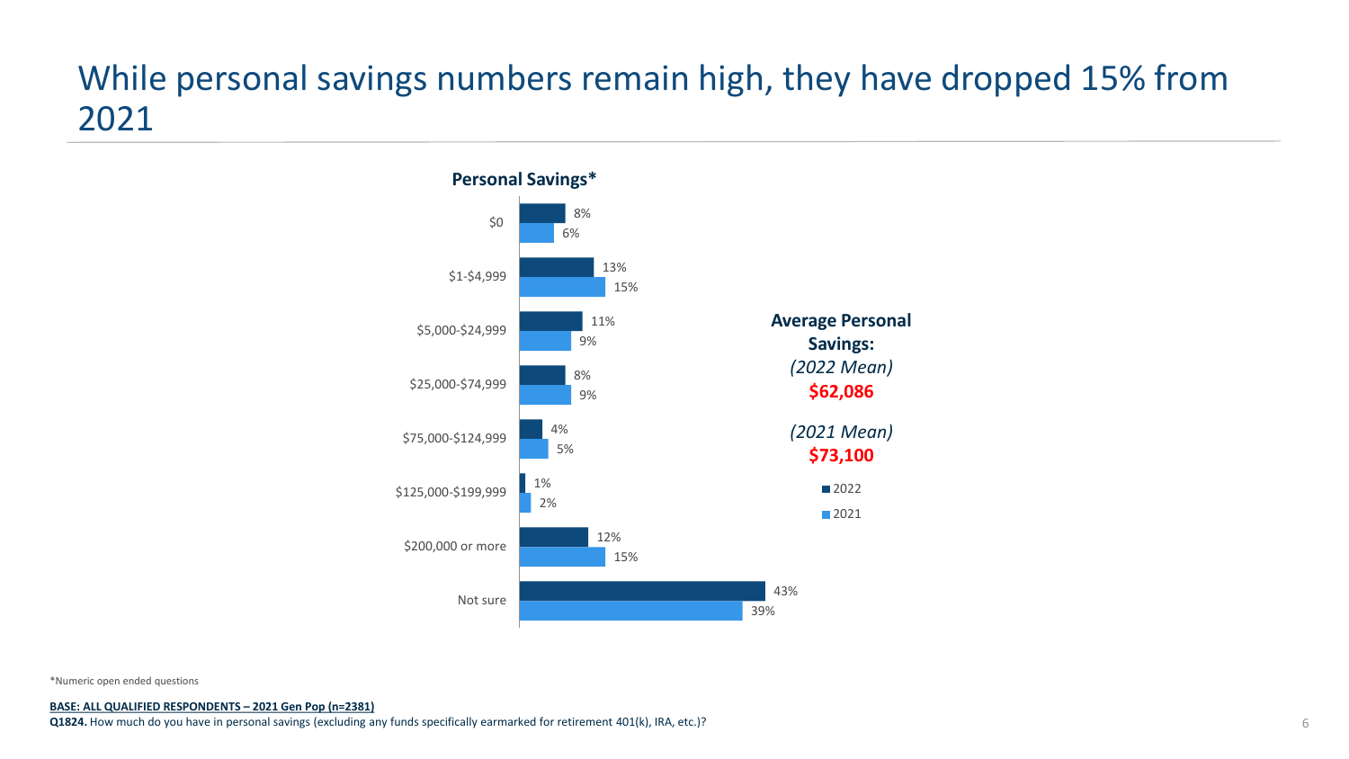# While personal savings numbers remain high, they have dropped 15% from 2021

**Personal Savings***

| | 2022 | 2021 |
|---|---|---|
| $0 | 8% | 6% |
| $1-$4,999 | 13% | 15% |
| $5,000-$24,999 | 11% | 9% |
| $25,000-$74,999 | 8% | 9% |
| $75,000-$124,999 | 4% | 5% |
| $125,000-$199,999 | 1% | 2% |
| $200,000 or more | 12% | 15% |
| Not sure | 43% | 39% |

**Average Personal Savings:**

*(2022 Mean)*
**$62,086**

*(2021 Mean)*
**$73,100**

*Numeric open ended questions

**BASE: ALL QUALIFIED RESPONDENTS – 2021 Gen Pop (n=2381)**

**Q1824.** How much do you have in personal savings (excluding any funds specifically earmarked for retirement 401(k), IRA, etc.)?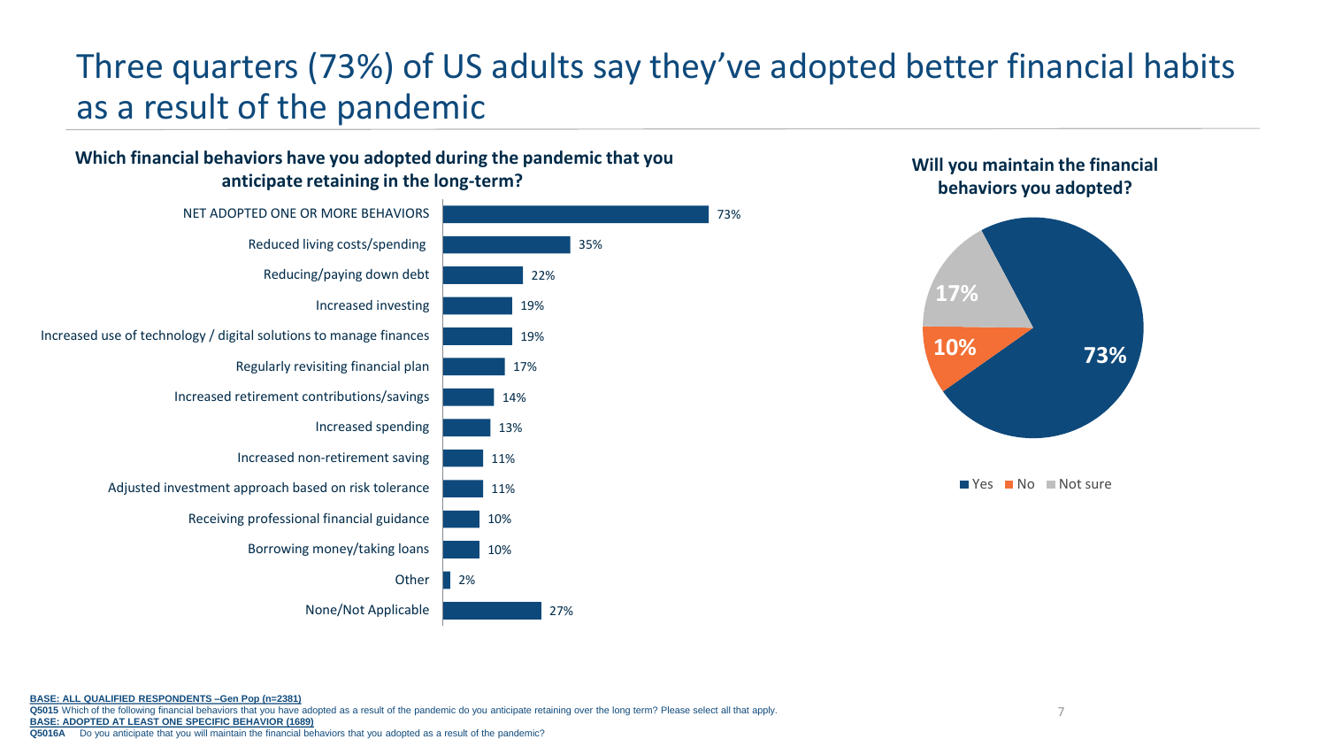# Three quarters (73%) of US adults say they've adopted better financial habits as a result of the pandemic

**Which financial behaviors have you adopted during the pandemic that you anticipate retaining in the long-term?**

| Behavior | % |
|---|---|
| NET ADOPTED ONE OR MORE BEHAVIORS | 73% |
| Reduced living costs/spending | 35% |
| Reducing/paying down debt | 22% |
| Increased investing | 19% |
| Increased use of technology / digital solutions to manage finances | 19% |
| Regularly revisiting financial plan | 17% |
| Increased retirement contributions/savings | 14% |
| Increased spending | 13% |
| Increased non-retirement saving | 11% |
| Adjusted investment approach based on risk tolerance | 11% |
| Receiving professional financial guidance | 10% |
| Borrowing money/taking loans | 10% |
| Other | 2% |
| None/Not Applicable | 27% |

**Will you maintain the financial behaviors you adopted?**

| Response | % |
|---|---|
| Yes | 73% |
| No | 10% |
| Not sure | 17% |

**BASE: ALL QUALIFIED RESPONDENTS –Gen Pop (n=2381)**
**Q5015** Which of the following financial behaviors that you have adopted as a result of the pandemic do you anticipate retaining over the long term? Please select all that apply.
**BASE: ADOPTED AT LEAST ONE SPECIFIC BEHAVIOR (1689)**
**Q5016A** Do you anticipate that you will maintain the financial behaviors that you adopted as a result of the pandemic?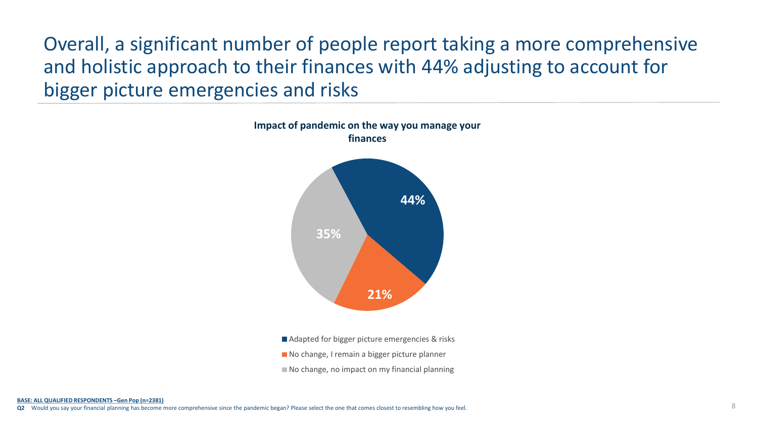# Overall, a significant number of people report taking a more comprehensive and holistic approach to their finances with 44% adjusting to account for bigger picture emergencies and risks

**Impact of pandemic on the way you manage your finances**

| Response | % |
| --- | --- |
| Adapted for bigger picture emergencies & risks | 44% |
| No change, I remain a bigger picture planner | 21% |
| No change, no impact on my financial planning | 35% |

**BASE: ALL QUALIFIED RESPONDENTS –Gen Pop (n=2381)**

**Q2** Would you say your financial planning has become more comprehensive since the pandemic began? Please select the one that comes closest to resembling how you feel.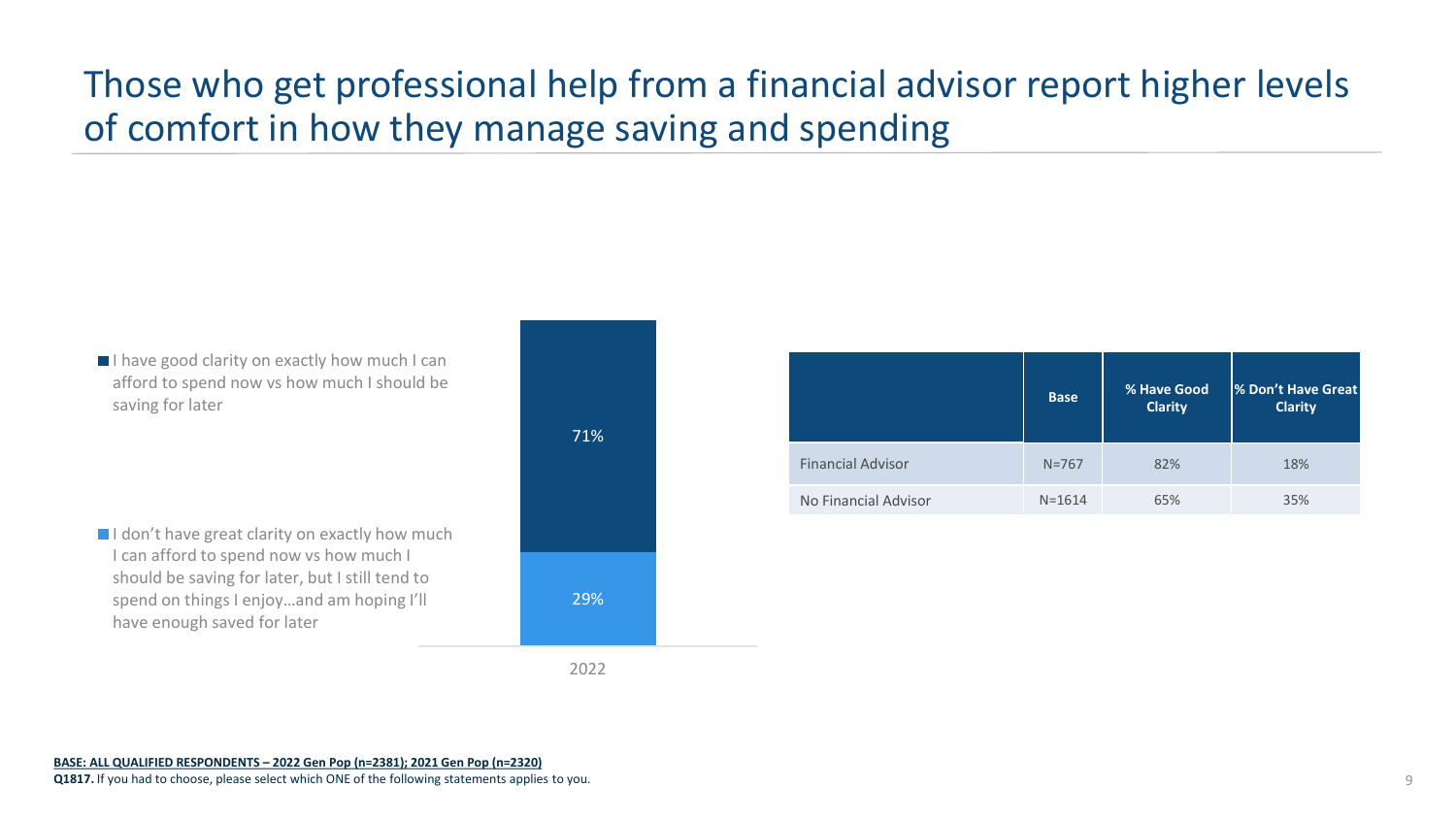# Those who get professional help from a financial advisor report higher levels of comfort in how they manage saving and spending

- I have good clarity on exactly how much I can afford to spend now vs how much I should be saving for later
- I don't have great clarity on exactly how much I can afford to spend now vs how much I should be saving for later, but I still tend to spend on things I enjoy…and am hoping I'll have enough saved for later

| | 2022 |
|---|---|
| I have good clarity on exactly how much I can afford to spend now vs how much I should be saving for later | 71% |
| I don't have great clarity on exactly how much I can afford to spend now vs how much I should be saving for later, but I still tend to spend on things I enjoy…and am hoping I'll have enough saved for later | 29% |

| | Base | % Have Good Clarity | % Don't Have Great Clarity |
|---|---|---|---|
| Financial Advisor | N=767 | 82% | 18% |
| No Financial Advisor | N=1614 | 65% | 35% |

**BASE: ALL QUALIFIED RESPONDENTS – 2022 Gen Pop (n=2381); 2021 Gen Pop (n=2320)**

**Q1817.** If you had to choose, please select which ONE of the following statements applies to you.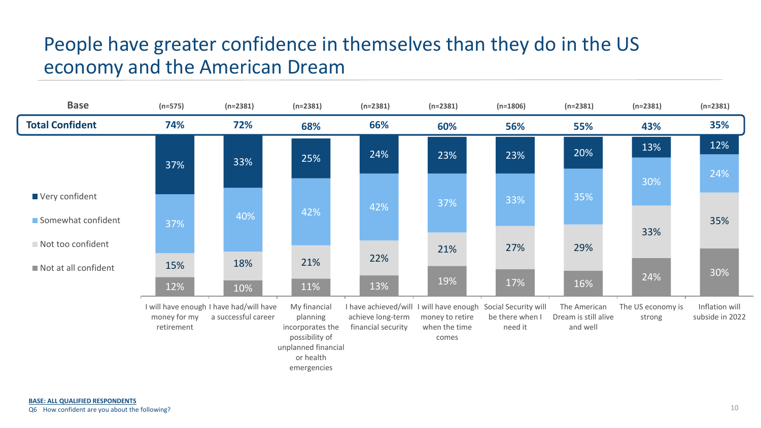# People have greater confidence in themselves than they do in the US economy and the American Dream

| | I will have enough money for my retirement | I have had/will have a successful career | My financial planning incorporates the possibility of unplanned financial or health emergencies | I have achieved/will achieve long-term financial security | I will have enough money to retire when the time comes | Social Security will be there when I need it | The American Dream is still alive and well | The US economy is strong | Inflation will subside in 2022 |
|---|---|---|---|---|---|---|---|---|---|
| **Base** | (n=575) | (n=2381) | (n=2381) | (n=2381) | (n=2381) | (n=1806) | (n=2381) | (n=2381) | (n=2381) |
| **Total Confident** | **74%** | **72%** | **68%** | **66%** | **60%** | **56%** | **55%** | **43%** | **35%** |
| Very confident | 37% | 33% | 25% | 24% | 23% | 23% | 20% | 13% | 12% |
| Somewhat confident | 37% | 40% | 42% | 42% | 37% | 33% | 35% | 30% | 24% |
| Not too confident | 15% | 18% | 21% | 22% | 21% | 27% | 29% | 33% | 35% |
| Not at all confident | 12% | 10% | 11% | 13% | 19% | 17% | 16% | 24% | 30% |

**BASE: ALL QUALIFIED RESPONDENTS**

Q6 How confident are you about the following?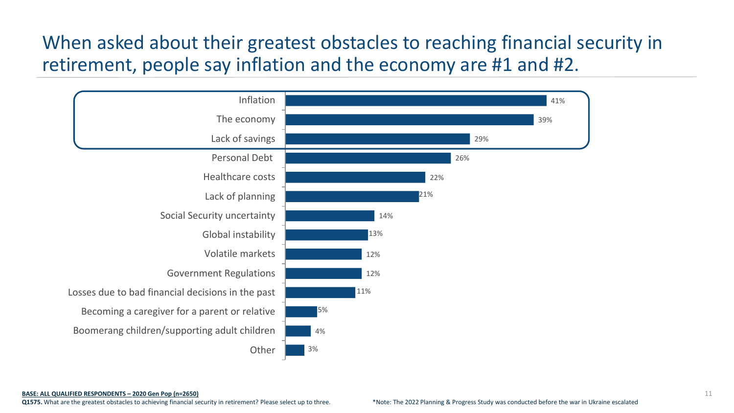# When asked about their greatest obstacles to reaching financial security in retirement, people say inflation and the economy are #1 and #2.

Inflation 41%
The economy 39%
Lack of savings 29%
Personal Debt 26%
Healthcare costs 22%
Lack of planning 21%
Social Security uncertainty 14%
Global instability 13%
Volatile markets 12%
Government Regulations 12%
Losses due to bad financial decisions in the past 11%
Becoming a caregiver for a parent or relative 5%
Boomerang children/supporting adult children 4%
Other 3%

**BASE: ALL QUALIFIED RESPONDENTS – 2020 Gen Pop (n=2650)**

**Q1575.** What are the greatest obstacles to achieving financial security in retirement? Please select up to three.

*Note: The 2022 Planning & Progress Study was conducted before the war in Ukraine escalated